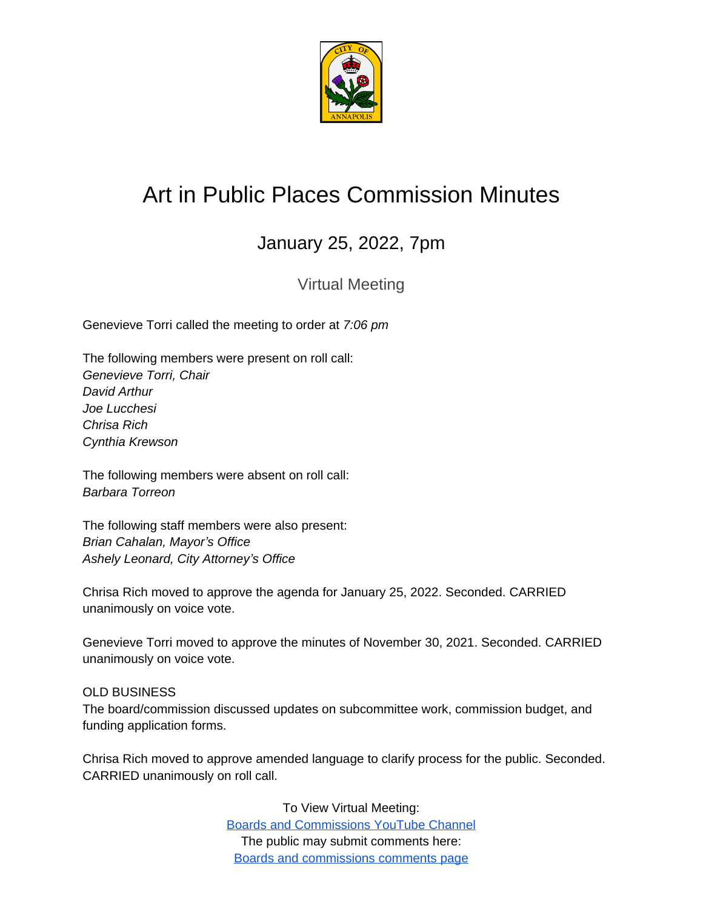# Art in Public Places Commission Minutes

## January 25, 2022, 7pm

### Virtual Meeting

Genevieve Torri called the meeting to order at *7:06 pm*

The following members were present on roll call:
*Genevieve Torri, Chair*
*David Arthur*
*Joe Lucchesi*
*Chrisa Rich*
*Cynthia Krewson*

The following members were absent on roll call:
*Barbara Torreon*

The following staff members were also present:
*Brian Cahalan, Mayor's Office*
*Ashely Leonard, City Attorney's Office*

Chrisa Rich moved to approve the agenda for January 25, 2022. Seconded. CARRIED unanimously on voice vote.

Genevieve Torri moved to approve the minutes of November 30, 2021. Seconded. CARRIED unanimously on voice vote.

OLD BUSINESS
The board/commission discussed updates on subcommittee work, commission budget, and funding application forms.

Chrisa Rich moved to approve amended language to clarify process for the public. Seconded. CARRIED unanimously on roll call.

To View Virtual Meeting:
[Boards and Commissions YouTube Channel]
The public may submit comments here:
[Boards and commissions comments page]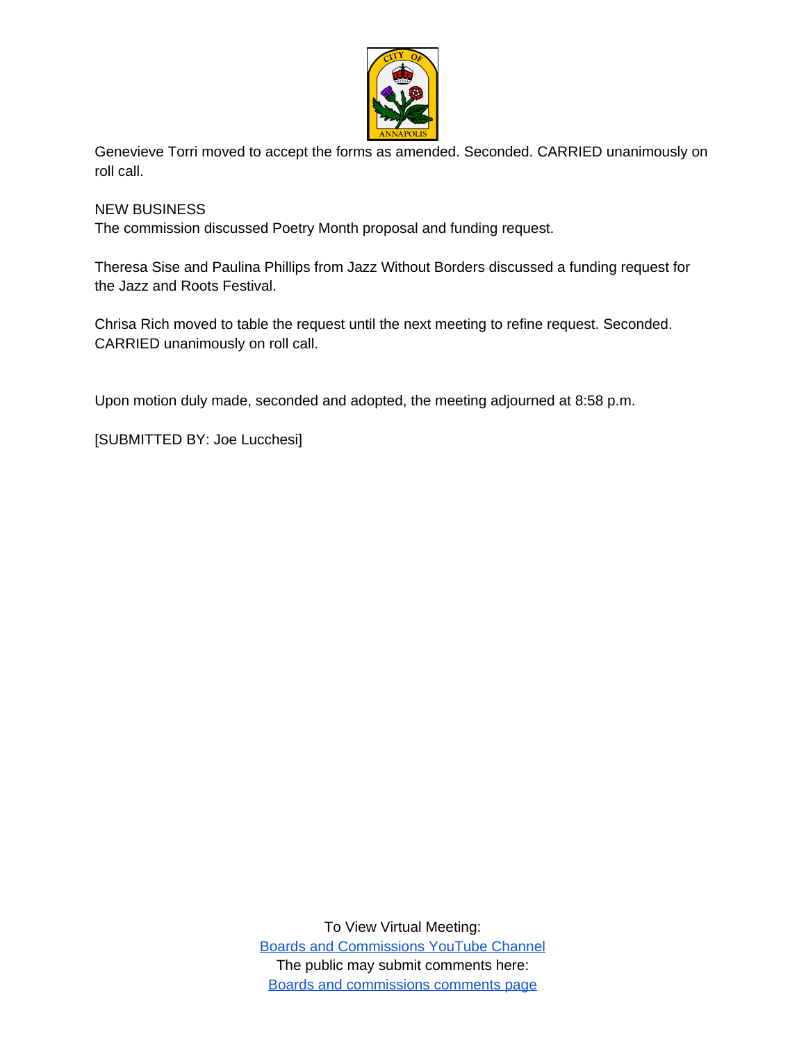Genevieve Torri moved to accept the forms as amended. Seconded. CARRIED unanimously on roll call.

NEW BUSINESS
The commission discussed Poetry Month proposal and funding request.

Theresa Sise and Paulina Phillips from Jazz Without Borders discussed a funding request for the Jazz and Roots Festival.

Chrisa Rich moved to table the request until the next meeting to refine request. Seconded. CARRIED unanimously on roll call.

Upon motion duly made, seconded and adopted, the meeting adjourned at 8:58 p.m.

[SUBMITTED BY: Joe Lucchesi]

To View Virtual Meeting:
Boards and Commissions YouTube Channel
The public may submit comments here:
Boards and commissions comments page